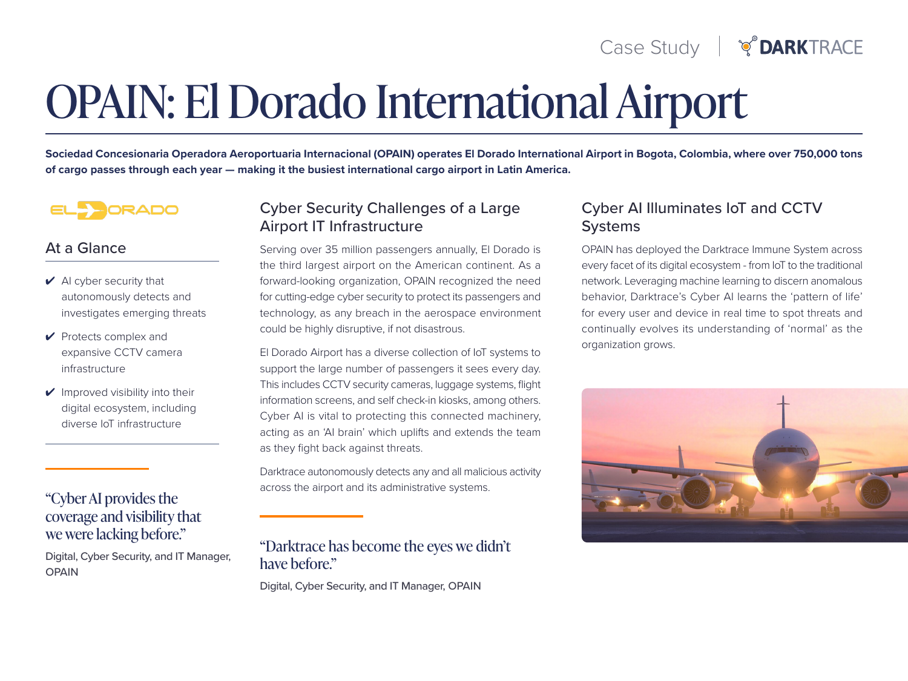Case Study | DARKTRACE

# OPAIN: El Dorado International Airport

**Sociedad Concesionaria Operadora Aeroportuaria Internacional (OPAIN) operates El Dorado International Airport in Bogota, Colombia, where over 750,000 tons of cargo passes through each year — making it the busiest international cargo airport in Latin America.**

## At a Glance

- ✔ AI cyber security that autonomously detects and investigates emerging threats
- ✔ Protects complex and expansive CCTV camera infrastructure
- ✔ Improved visibility into their digital ecosystem, including diverse IoT infrastructure

> "Cyber AI provides the coverage and visibility that we were lacking before."

Digital, Cyber Security, and IT Manager, OPAIN

## Cyber Security Challenges of a Large Airport IT Infrastructure

Serving over 35 million passengers annually, El Dorado is the third largest airport on the American continent. As a forward-looking organization, OPAIN recognized the need for cutting-edge cyber security to protect its passengers and technology, as any breach in the aerospace environment could be highly disruptive, if not disastrous.

El Dorado Airport has a diverse collection of IoT systems to support the large number of passengers it sees every day. This includes CCTV security cameras, luggage systems, flight information screens, and self check-in kiosks, among others. Cyber AI is vital to protecting this connected machinery, acting as an 'AI brain' which uplifts and extends the team as they fight back against threats.

Darktrace autonomously detects any and all malicious activity across the airport and its administrative systems.

> "Darktrace has become the eyes we didn't have before."

Digital, Cyber Security, and IT Manager, OPAIN

## Cyber AI Illuminates IoT and CCTV Systems

OPAIN has deployed the Darktrace Immune System across every facet of its digital ecosystem - from IoT to the traditional network. Leveraging machine learning to discern anomalous behavior, Darktrace's Cyber AI learns the 'pattern of life' for every user and device in real time to spot threats and continually evolves its understanding of 'normal' as the organization grows.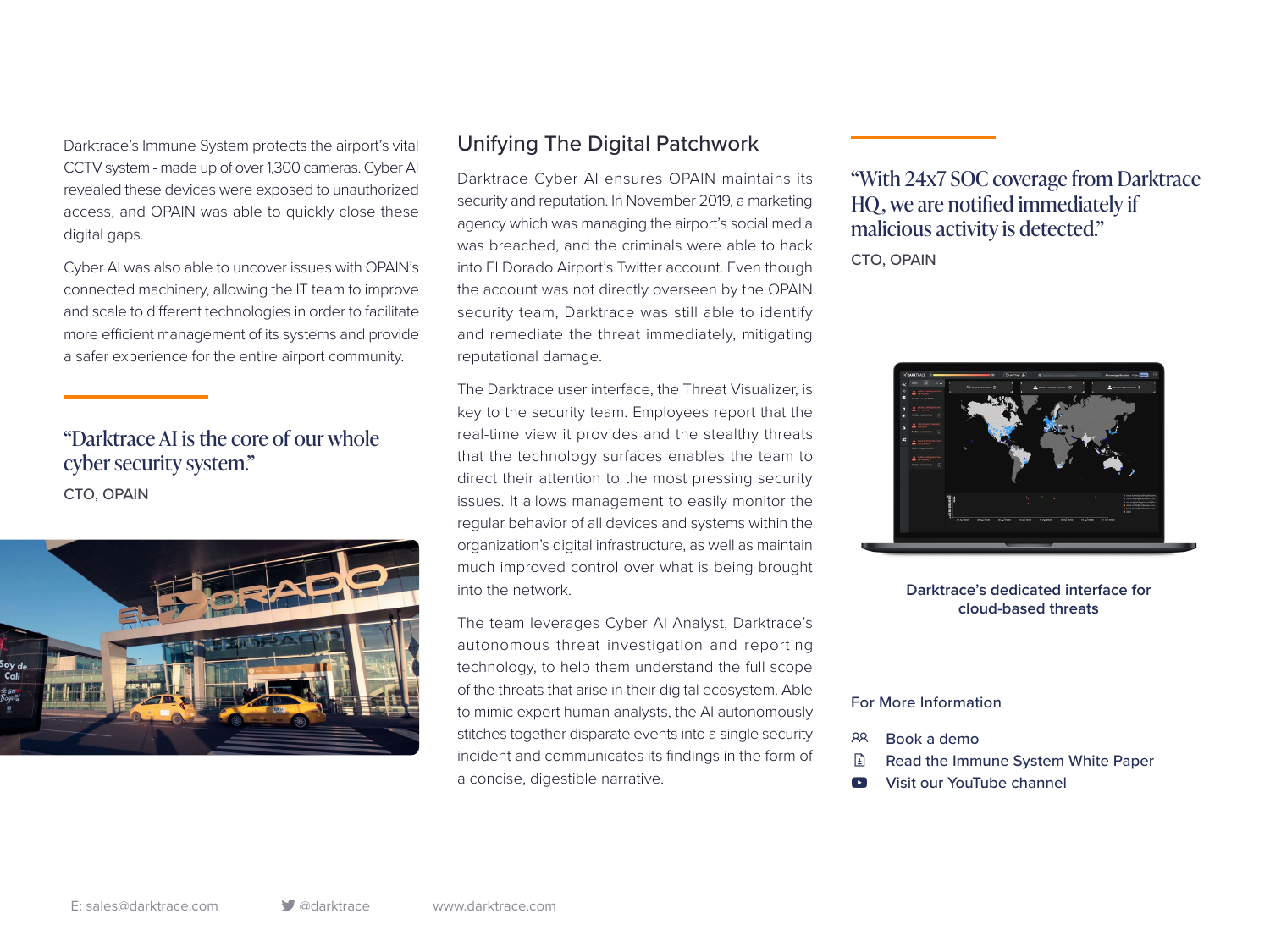Darktrace's Immune System protects the airport's vital CCTV system - made up of over 1,300 cameras. Cyber AI revealed these devices were exposed to unauthorized access, and OPAIN was able to quickly close these digital gaps.

Cyber AI was also able to uncover issues with OPAIN's connected machinery, allowing the IT team to improve and scale to different technologies in order to facilitate more efficient management of its systems and provide a safer experience for the entire airport community.

> "Darktrace AI is the core of our whole cyber security system."
>
> CTO, OPAIN

## Unifying The Digital Patchwork

Darktrace Cyber AI ensures OPAIN maintains its security and reputation. In November 2019, a marketing agency which was managing the airport's social media was breached, and the criminals were able to hack into El Dorado Airport's Twitter account. Even though the account was not directly overseen by the OPAIN security team, Darktrace was still able to identify and remediate the threat immediately, mitigating reputational damage.

The Darktrace user interface, the Threat Visualizer, is key to the security team. Employees report that the real-time view it provides and the stealthy threats that the technology surfaces enables the team to direct their attention to the most pressing security issues. It allows management to easily monitor the regular behavior of all devices and systems within the organization's digital infrastructure, as well as maintain much improved control over what is being brought into the network.

The team leverages Cyber AI Analyst, Darktrace's autonomous threat investigation and reporting technology, to help them understand the full scope of the threats that arise in their digital ecosystem. Able to mimic expert human analysts, the AI autonomously stitches together disparate events into a single security incident and communicates its findings in the form of a concise, digestible narrative.

> "With 24x7 SOC coverage from Darktrace HQ, we are notified immediately if malicious activity is detected."
>
> CTO, OPAIN

Darktrace's dedicated interface for cloud-based threats

### For More Information

- Book a demo
- Read the Immune System White Paper
- Visit our YouTube channel

E: sales@darktrace.com   @darktrace   www.darktrace.com